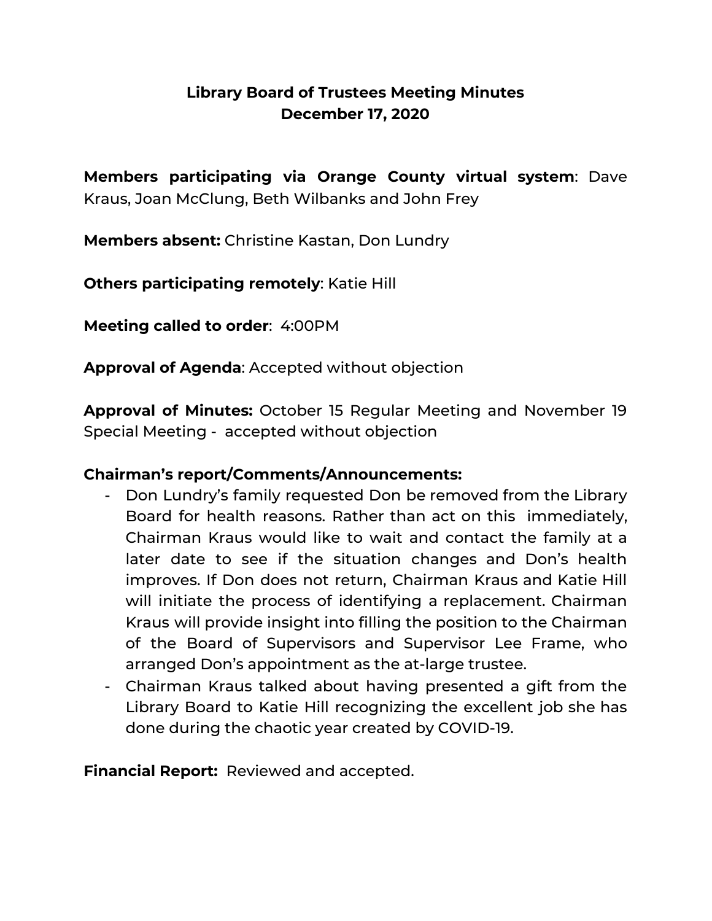# Library Board of Trustees Meeting Minutes
## December 17, 2020

**Members participating via Orange County virtual system**: Dave Kraus, Joan McClung, Beth Wilbanks and John Frey

**Members absent:** Christine Kastan, Don Lundry

**Others participating remotely**: Katie Hill

**Meeting called to order**: 4:00PM

**Approval of Agenda**: Accepted without objection

**Approval of Minutes:** October 15 Regular Meeting and November 19 Special Meeting - accepted without objection

**Chairman's report/Comments/Announcements:**

- Don Lundry's family requested Don be removed from the Library Board for health reasons. Rather than act on this immediately, Chairman Kraus would like to wait and contact the family at a later date to see if the situation changes and Don's health improves. If Don does not return, Chairman Kraus and Katie Hill will initiate the process of identifying a replacement. Chairman Kraus will provide insight into filling the position to the Chairman of the Board of Supervisors and Supervisor Lee Frame, who arranged Don's appointment as the at-large trustee.
- Chairman Kraus talked about having presented a gift from the Library Board to Katie Hill recognizing the excellent job she has done during the chaotic year created by COVID-19.

**Financial Report:** Reviewed and accepted.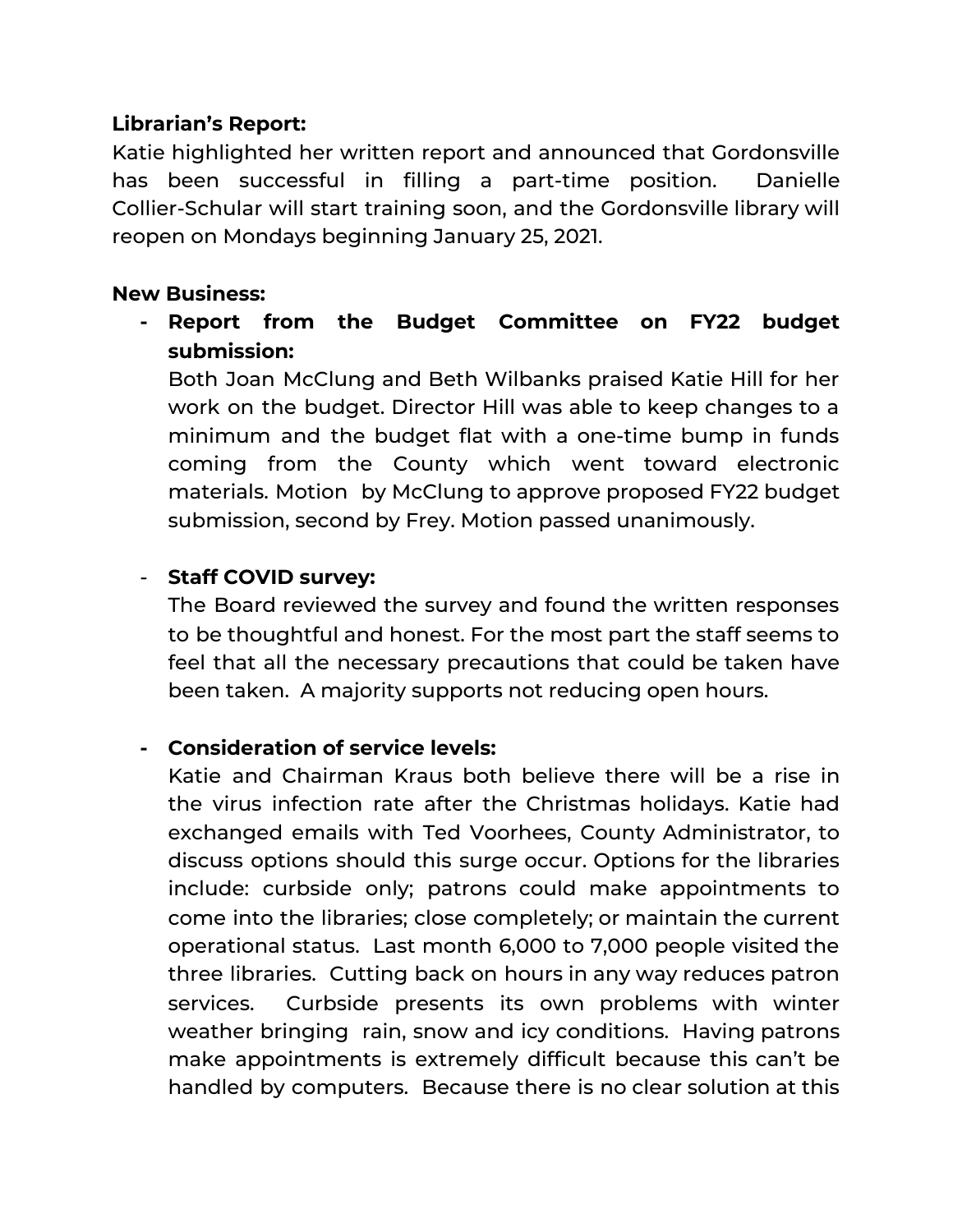**Librarian's Report:**
Katie highlighted her written report and announced that Gordonsville has been successful in filling a part-time position. Danielle Collier-Schular will start training soon, and the Gordonsville library will reopen on Mondays beginning January 25, 2021.

**New Business:**

- **Report from the Budget Committee on FY22 budget submission:**
  Both Joan McClung and Beth Wilbanks praised Katie Hill for her work on the budget. Director Hill was able to keep changes to a minimum and the budget flat with a one-time bump in funds coming from the County which went toward electronic materials. Motion by McClung to approve proposed FY22 budget submission, second by Frey. Motion passed unanimously.

- **Staff COVID survey:**
  The Board reviewed the survey and found the written responses to be thoughtful and honest. For the most part the staff seems to feel that all the necessary precautions that could be taken have been taken. A majority supports not reducing open hours.

- **Consideration of service levels:**
  Katie and Chairman Kraus both believe there will be a rise in the virus infection rate after the Christmas holidays. Katie had exchanged emails with Ted Voorhees, County Administrator, to discuss options should this surge occur. Options for the libraries include: curbside only; patrons could make appointments to come into the libraries; close completely; or maintain the current operational status. Last month 6,000 to 7,000 people visited the three libraries. Cutting back on hours in any way reduces patron services. Curbside presents its own problems with winter weather bringing rain, snow and icy conditions. Having patrons make appointments is extremely difficult because this can't be handled by computers. Because there is no clear solution at this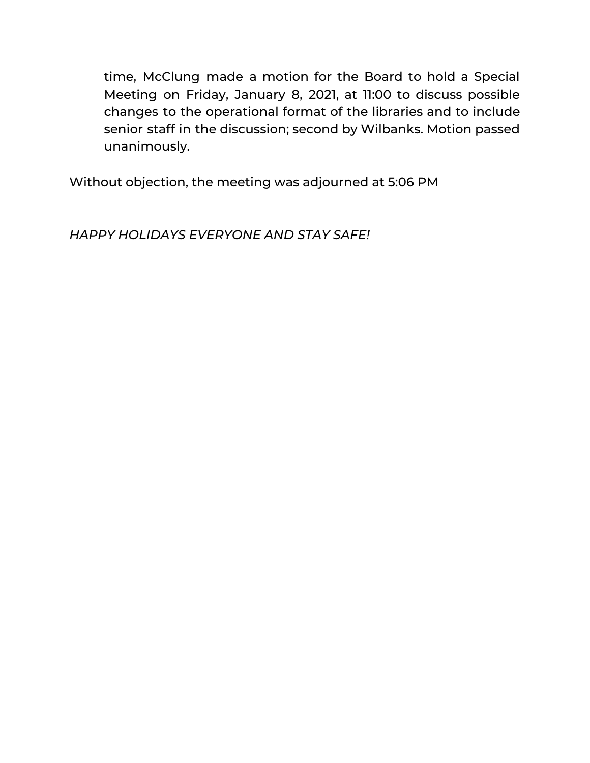time, McClung made a motion for the Board to hold a Special Meeting on Friday, January 8, 2021, at 11:00 to discuss possible changes to the operational format of the libraries and to include senior staff in the discussion; second by Wilbanks. Motion passed unanimously.

Without objection, the meeting was adjourned at 5:06 PM

*HAPPY HOLIDAYS EVERYONE AND STAY SAFE!*